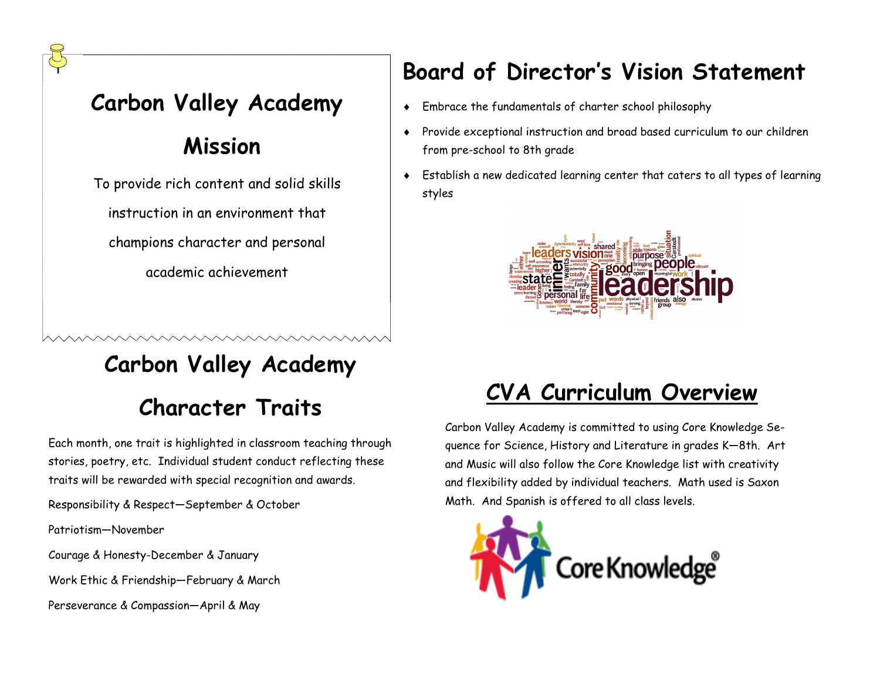# Carbon Valley Academy Mission

To provide rich content and solid skills instruction in an environment that champions character and personal academic achievement

# Carbon Valley Academy Character Traits

Each month, one trait is highlighted in classroom teaching through stories, poetry, etc. Individual student conduct reflecting these traits will be rewarded with special recognition and awards.

Responsibility & Respect—September & October

Patriotism—November

Courage & Honesty-December & January

Work Ethic & Friendship—February & March

Perseverance & Compassion—April & May

# Board of Director's Vision Statement

- Embrace the fundamentals of charter school philosophy
- Provide exceptional instruction and broad based curriculum to our children from pre-school to 8th grade
- Establish a new dedicated learning center that caters to all types of learning styles

# CVA Curriculum Overview

Carbon Valley Academy is committed to using Core Knowledge Sequence for Science, History and Literature in grades K—8th. Art and Music will also follow the Core Knowledge list with creativity and flexibility added by individual teachers. Math used is Saxon Math. And Spanish is offered to all class levels.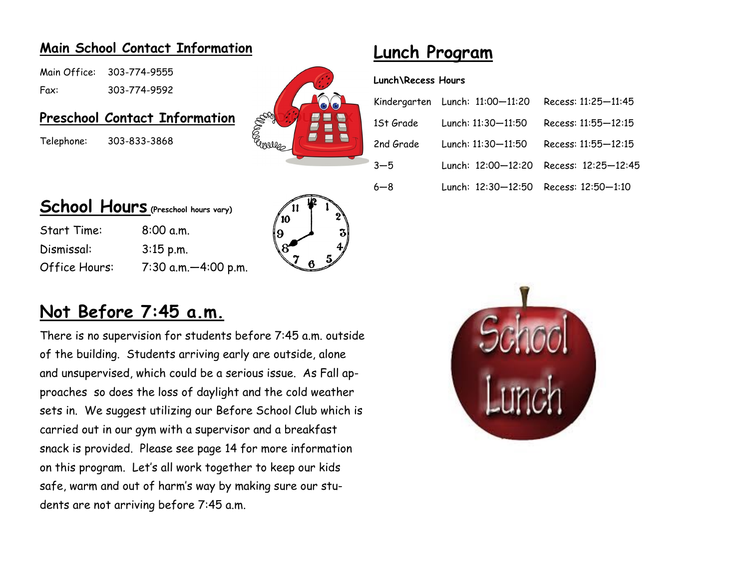## Main School Contact Information

| | |
|---|---|
| Main Office: | 303-774-9555 |
| Fax: | 303-774-9592 |

## Preschool Contact Information

| | |
|---|---|
| Telephone: | 303-833-3868 |

# School Hours (Preschool hours vary)

| | |
|---|---|
| Start Time: | 8:00 a.m. |
| Dismissal: | 3:15 p.m. |
| Office Hours: | 7:30 a.m.—4:00 p.m. |

# Not Before 7:45 a.m.

There is no supervision for students before 7:45 a.m. outside of the building. Students arriving early are outside, alone and unsupervised, which could be a serious issue. As Fall approaches so does the loss of daylight and the cold weather sets in. We suggest utilizing our Before School Club which is carried out in our gym with a supervisor and a breakfast snack is provided. Please see page 14 for more information on this program. Let's all work together to keep our kids safe, warm and out of harm's way by making sure our students are not arriving before 7:45 a.m.

# Lunch Program

**Lunch\Recess Hours**

| | | |
|---|---|---|
| Kindergarten | Lunch: 11:00—11:20 | Recess: 11:25—11:45 |
| 1St Grade | Lunch: 11:30—11:50 | Recess: 11:55—12:15 |
| 2nd Grade | Lunch: 11:30—11:50 | Recess: 11:55—12:15 |
| 3—5 | Lunch: 12:00—12:20 | Recess: 12:25—12:45 |
| 6—8 | Lunch: 12:30—12:50 | Recess: 12:50—1:10 |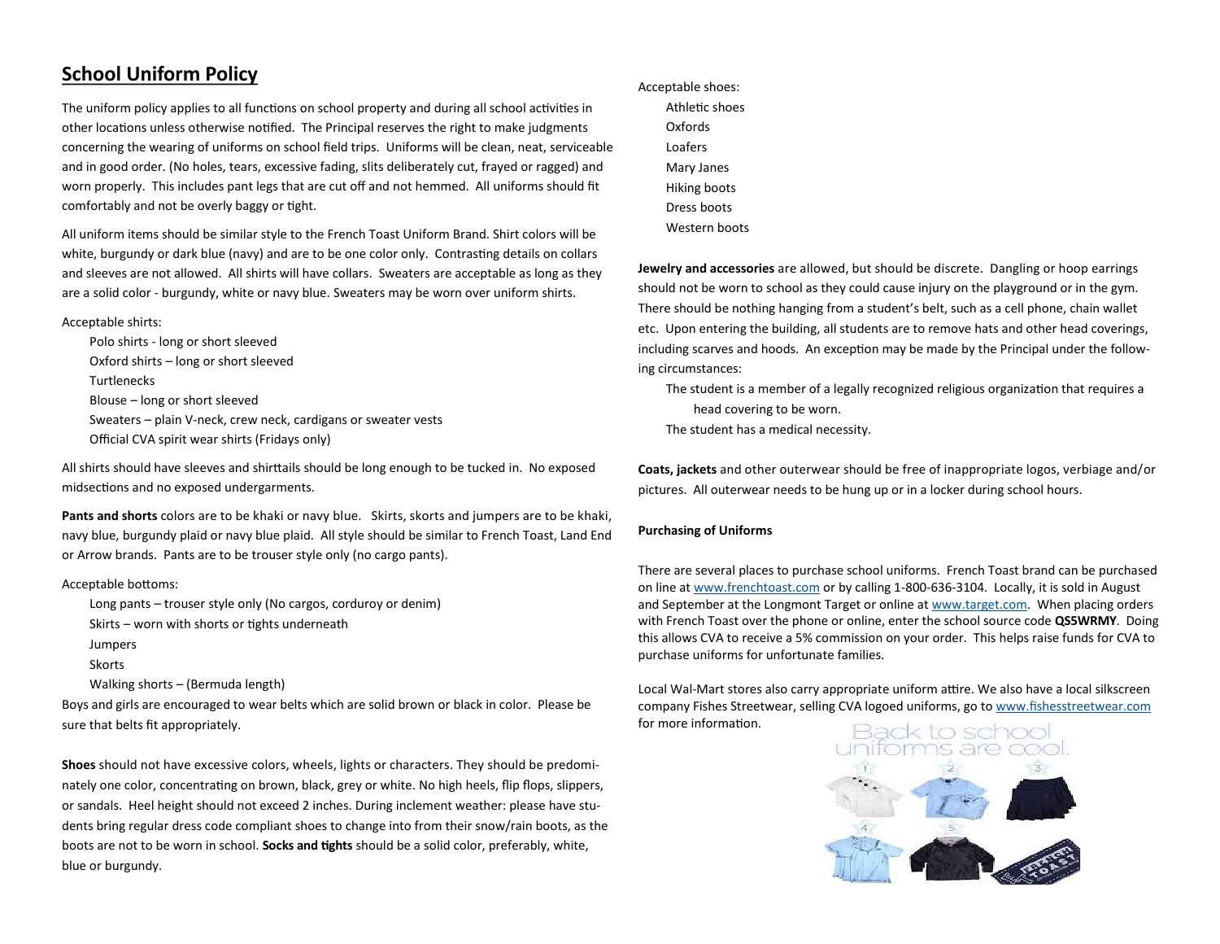## School Uniform Policy

The uniform policy applies to all functions on school property and during all school activities in other locations unless otherwise notified. The Principal reserves the right to make judgments concerning the wearing of uniforms on school field trips. Uniforms will be clean, neat, serviceable and in good order. (No holes, tears, excessive fading, slits deliberately cut, frayed or ragged) and worn properly. This includes pant legs that are cut off and not hemmed. All uniforms should fit comfortably and not be overly baggy or tight.

All uniform items should be similar style to the French Toast Uniform Brand. Shirt colors will be white, burgundy or dark blue (navy) and are to be one color only. Contrasting details on collars and sleeves are not allowed. All shirts will have collars. Sweaters are acceptable as long as they are a solid color - burgundy, white or navy blue. Sweaters may be worn over uniform shirts.

Acceptable shirts:

- Polo shirts - long or short sleeved
- Oxford shirts – long or short sleeved
- Turtlenecks
- Blouse – long or short sleeved
- Sweaters – plain V-neck, crew neck, cardigans or sweater vests
- Official CVA spirit wear shirts (Fridays only)

All shirts should have sleeves and shirttails should be long enough to be tucked in. No exposed midsections and no exposed undergarments.

**Pants and shorts** colors are to be khaki or navy blue. Skirts, skorts and jumpers are to be khaki, navy blue, burgundy plaid or navy blue plaid. All style should be similar to French Toast, Land End or Arrow brands. Pants are to be trouser style only (no cargo pants).

Acceptable bottoms:

- Long pants – trouser style only (No cargos, corduroy or denim)
- Skirts – worn with shorts or tights underneath
- Jumpers
- Skorts
- Walking shorts – (Bermuda length)

Boys and girls are encouraged to wear belts which are solid brown or black in color. Please be sure that belts fit appropriately.

**Shoes** should not have excessive colors, wheels, lights or characters. They should be predominately one color, concentrating on brown, black, grey or white. No high heels, flip flops, slippers, or sandals. Heel height should not exceed 2 inches. During inclement weather: please have students bring regular dress code compliant shoes to change into from their snow/rain boots, as the boots are not to be worn in school. **Socks and tights** should be a solid color, preferably, white, blue or burgundy.

Acceptable shoes:

- Athletic shoes
- Oxfords
- Loafers
- Mary Janes
- Hiking boots
- Dress boots
- Western boots

**Jewelry and accessories** are allowed, but should be discrete. Dangling or hoop earrings should not be worn to school as they could cause injury on the playground or in the gym. There should be nothing hanging from a student's belt, such as a cell phone, chain wallet etc. Upon entering the building, all students are to remove hats and other head coverings, including scarves and hoods. An exception may be made by the Principal under the following circumstances:

- The student is a member of a legally recognized religious organization that requires a head covering to be worn.
- The student has a medical necessity.

**Coats, jackets** and other outerwear should be free of inappropriate logos, verbiage and/or pictures. All outerwear needs to be hung up or in a locker during school hours.

**Purchasing of Uniforms**

There are several places to purchase school uniforms. French Toast brand can be purchased on line at www.frenchtoast.com or by calling 1-800-636-3104. Locally, it is sold in August and September at the Longmont Target or online at www.target.com. When placing orders with French Toast over the phone or online, enter the school source code **QS5WRMY**. Doing this allows CVA to receive a 5% commission on your order. This helps raise funds for CVA to purchase uniforms for unfortunate families.

Local Wal-Mart stores also carry appropriate uniform attire. We also have a local silkscreen company Fishes Streetwear, selling CVA logoed uniforms, go to www.fishesstreetwear.com for more information.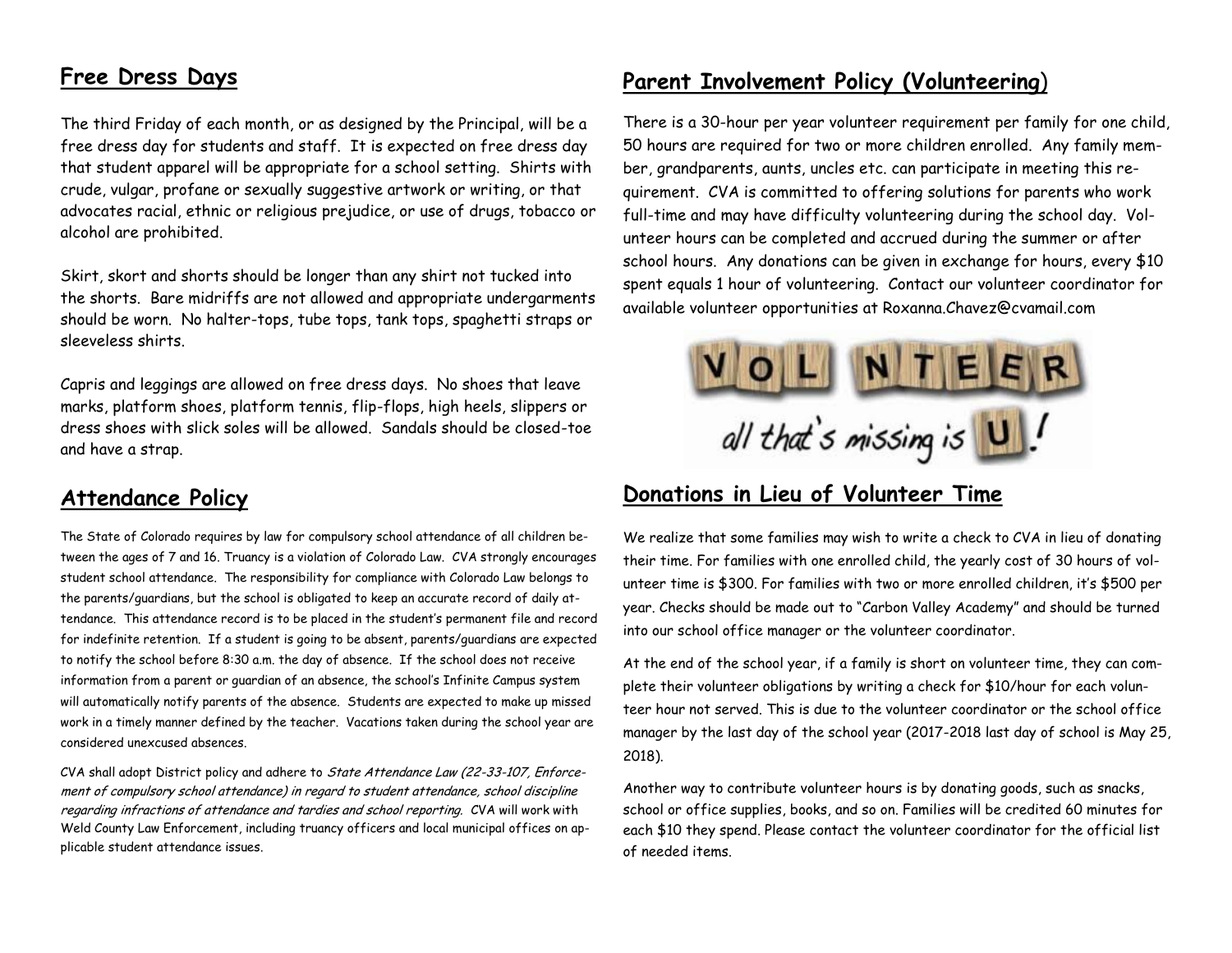## Free Dress Days

The third Friday of each month, or as designed by the Principal, will be a free dress day for students and staff. It is expected on free dress day that student apparel will be appropriate for a school setting. Shirts with crude, vulgar, profane or sexually suggestive artwork or writing, or that advocates racial, ethnic or religious prejudice, or use of drugs, tobacco or alcohol are prohibited.

Skirt, skort and shorts should be longer than any shirt not tucked into the shorts. Bare midriffs are not allowed and appropriate undergarments should be worn. No halter-tops, tube tops, tank tops, spaghetti straps or sleeveless shirts.

Capris and leggings are allowed on free dress days. No shoes that leave marks, platform shoes, platform tennis, flip-flops, high heels, slippers or dress shoes with slick soles will be allowed. Sandals should be closed-toe and have a strap.

## Attendance Policy

The State of Colorado requires by law for compulsory school attendance of all children between the ages of 7 and 16. Truancy is a violation of Colorado Law. CVA strongly encourages student school attendance. The responsibility for compliance with Colorado Law belongs to the parents/guardians, but the school is obligated to keep an accurate record of daily attendance. This attendance record is to be placed in the student's permanent file and record for indefinite retention. If a student is going to be absent, parents/guardians are expected to notify the school before 8:30 a.m. the day of absence. If the school does not receive information from a parent or guardian of an absence, the school's Infinite Campus system will automatically notify parents of the absence. Students are expected to make up missed work in a timely manner defined by the teacher. Vacations taken during the school year are considered unexcused absences.

CVA shall adopt District policy and adhere to *State Attendance Law (22-33-107, Enforcement of compulsory school attendance) in regard to student attendance, school discipline regarding infractions of attendance and tardies and school reporting.* CVA will work with Weld County Law Enforcement, including truancy officers and local municipal offices on applicable student attendance issues.

## Parent Involvement Policy (Volunteering)

There is a 30-hour per year volunteer requirement per family for one child, 50 hours are required for two or more children enrolled. Any family member, grandparents, aunts, uncles etc. can participate in meeting this requirement. CVA is committed to offering solutions for parents who work full-time and may have difficulty volunteering during the school day. Volunteer hours can be completed and accrued during the summer or after school hours. Any donations can be given in exchange for hours, every $10 spent equals 1 hour of volunteering. Contact our volunteer coordinator for available volunteer opportunities at Roxanna.Chavez@cvamail.com

VOL NTEER

all that's missing is U!

## Donations in Lieu of Volunteer Time

We realize that some families may wish to write a check to CVA in lieu of donating their time. For families with one enrolled child, the yearly cost of 30 hours of volunteer time is $300. For families with two or more enrolled children, it's $500 per year. Checks should be made out to "Carbon Valley Academy" and should be turned into our school office manager or the volunteer coordinator.

At the end of the school year, if a family is short on volunteer time, they can complete their volunteer obligations by writing a check for $10/hour for each volunteer hour not served. This is due to the volunteer coordinator or the school office manager by the last day of the school year (2017-2018 last day of school is May 25, 2018).

Another way to contribute volunteer hours is by donating goods, such as snacks, school or office supplies, books, and so on. Families will be credited 60 minutes for each $10 they spend. Please contact the volunteer coordinator for the official list of needed items.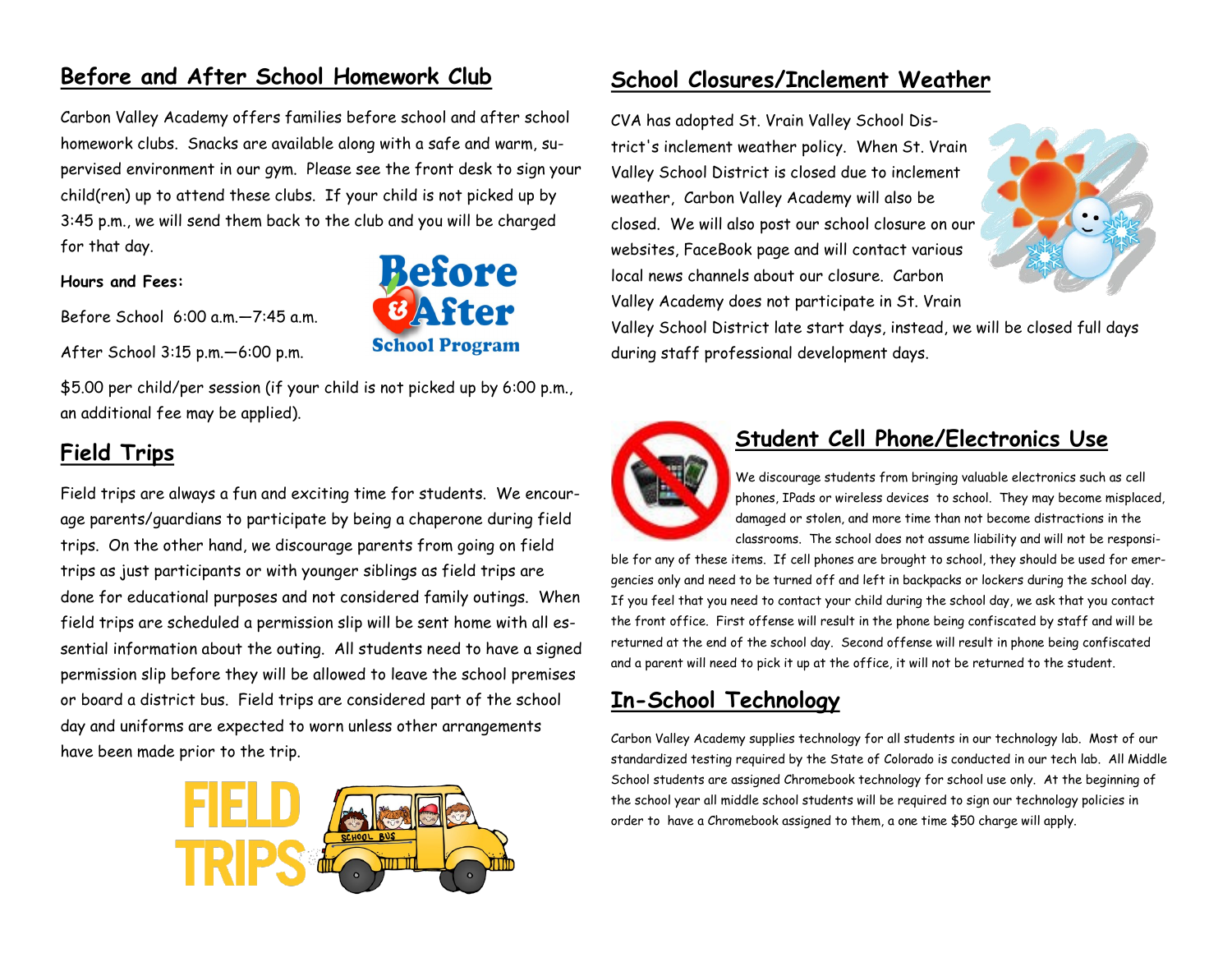## Before and After School Homework Club

Carbon Valley Academy offers families before school and after school homework clubs. Snacks are available along with a safe and warm, supervised environment in our gym. Please see the front desk to sign your child(ren) up to attend these clubs. If your child is not picked up by 3:45 p.m., we will send them back to the club and you will be charged for that day.

**Hours and Fees:**

Before School 6:00 a.m.—7:45 a.m.

After School 3:15 p.m.—6:00 p.m.

Before & After School Program

$5.00 per child/per session (if your child is not picked up by 6:00 p.m., an additional fee may be applied).

## Field Trips

Field trips are always a fun and exciting time for students. We encourage parents/guardians to participate by being a chaperone during field trips. On the other hand, we discourage parents from going on field trips as just participants or with younger siblings as field trips are done for educational purposes and not considered family outings. When field trips are scheduled a permission slip will be sent home with all essential information about the outing. All students need to have a signed permission slip before they will be allowed to leave the school premises or board a district bus. Field trips are considered part of the school day and uniforms are expected to worn unless other arrangements have been made prior to the trip.

FIELD TRIPS

## School Closures/Inclement Weather

CVA has adopted St. Vrain Valley School District's inclement weather policy. When St. Vrain Valley School District is closed due to inclement weather, Carbon Valley Academy will also be closed. We will also post our school closure on our websites, FaceBook page and will contact various local news channels about our closure. Carbon Valley Academy does not participate in St. Vrain Valley School District late start days, instead, we will be closed full days during staff professional development days.

## Student Cell Phone/Electronics Use

We discourage students from bringing valuable electronics such as cell phones, IPads or wireless devices to school. They may become misplaced, damaged or stolen, and more time than not become distractions in the classrooms. The school does not assume liability and will not be responsible for any of these items. If cell phones are brought to school, they should be used for emergencies only and need to be turned off and left in backpacks or lockers during the school day. If you feel that you need to contact your child during the school day, we ask that you contact the front office. First offense will result in the phone being confiscated by staff and will be returned at the end of the school day. Second offense will result in phone being confiscated and a parent will need to pick it up at the office, it will not be returned to the student.

## In-School Technology

Carbon Valley Academy supplies technology for all students in our technology lab. Most of our standardized testing required by the State of Colorado is conducted in our tech lab. All Middle School students are assigned Chromebook technology for school use only. At the beginning of the school year all middle school students will be required to sign our technology policies in order to have a Chromebook assigned to them, a one time $50 charge will apply.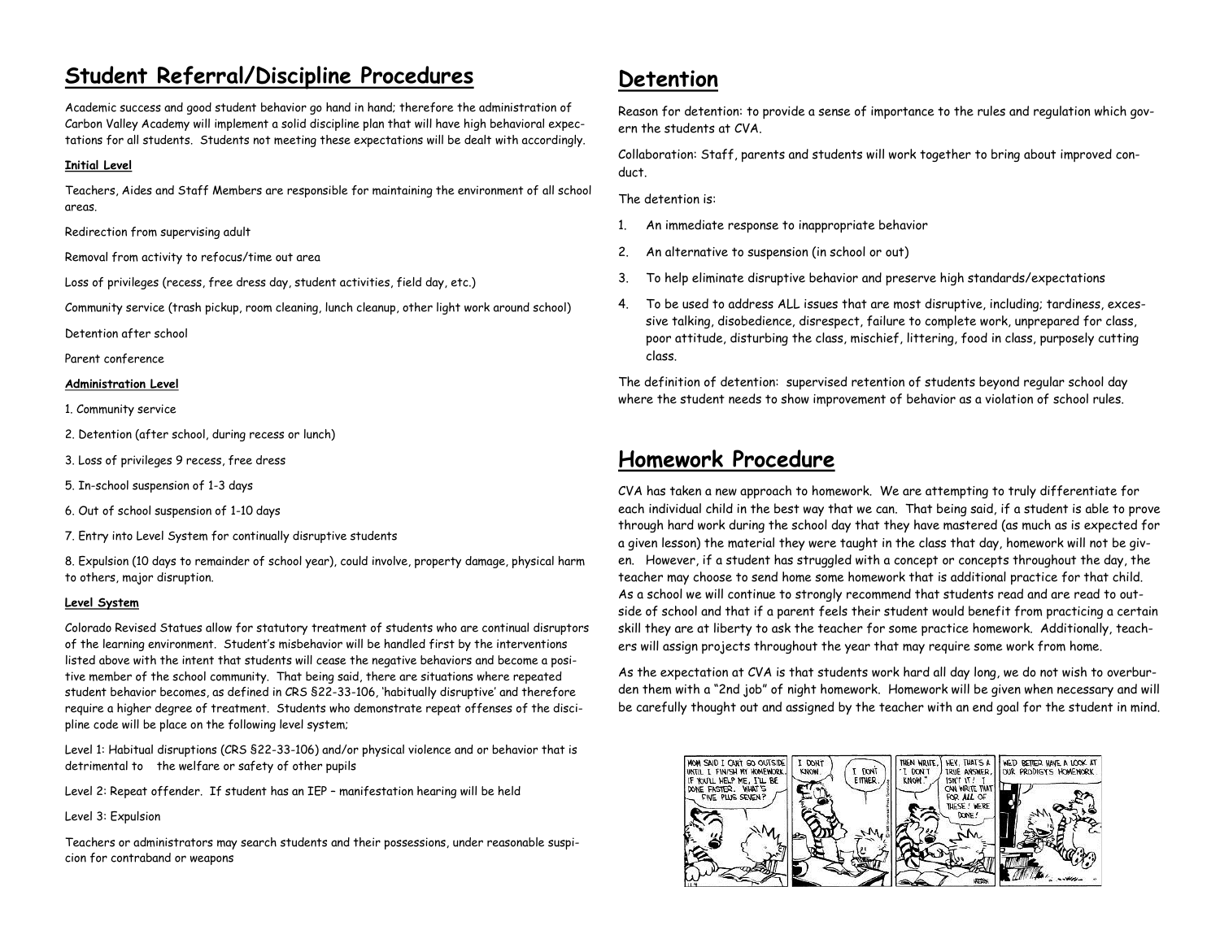## Student Referral/Discipline Procedures

Academic success and good student behavior go hand in hand; therefore the administration of Carbon Valley Academy will implement a solid discipline plan that will have high behavioral expectations for all students. Students not meeting these expectations will be dealt with accordingly.

**Initial Level**

Teachers, Aides and Staff Members are responsible for maintaining the environment of all school areas.

Redirection from supervising adult

Removal from activity to refocus/time out area

Loss of privileges (recess, free dress day, student activities, field day, etc.)

Community service (trash pickup, room cleaning, lunch cleanup, other light work around school)

Detention after school

Parent conference

**Administration Level**

1. Community service

2. Detention (after school, during recess or lunch)

3. Loss of privileges 9 recess, free dress

5. In-school suspension of 1-3 days

6. Out of school suspension of 1-10 days

7. Entry into Level System for continually disruptive students

8. Expulsion (10 days to remainder of school year), could involve, property damage, physical harm to others, major disruption.

**Level System**

Colorado Revised Statues allow for statutory treatment of students who are continual disruptors of the learning environment. Student's misbehavior will be handled first by the interventions listed above with the intent that students will cease the negative behaviors and become a positive member of the school community. That being said, there are situations where repeated student behavior becomes, as defined in CRS §22-33-106, 'habitually disruptive' and therefore require a higher degree of treatment. Students who demonstrate repeat offenses of the discipline code will be place on the following level system;

Level 1: Habitual disruptions (CRS §22-33-106) and/or physical violence and or behavior that is detrimental to the welfare or safety of other pupils

Level 2: Repeat offender. If student has an IEP – manifestation hearing will be held

Level 3: Expulsion

Teachers or administrators may search students and their possessions, under reasonable suspicion for contraband or weapons

## Detention

Reason for detention: to provide a sense of importance to the rules and regulation which govern the students at CVA.

Collaboration: Staff, parents and students will work together to bring about improved conduct.

The detention is:

1. An immediate response to inappropriate behavior
2. An alternative to suspension (in school or out)
3. To help eliminate disruptive behavior and preserve high standards/expectations
4. To be used to address ALL issues that are most disruptive, including; tardiness, excessive talking, disobedience, disrespect, failure to complete work, unprepared for class, poor attitude, disturbing the class, mischief, littering, food in class, purposely cutting class.

The definition of detention: supervised retention of students beyond regular school day where the student needs to show improvement of behavior as a violation of school rules.

## Homework Procedure

CVA has taken a new approach to homework. We are attempting to truly differentiate for each individual child in the best way that we can. That being said, if a student is able to prove through hard work during the school day that they have mastered (as much as is expected for a given lesson) the material they were taught in the class that day, homework will not be given. However, if a student has struggled with a concept or concepts throughout the day, the teacher may choose to send home some homework that is additional practice for that child. As a school we will continue to strongly recommend that students read and are read to outside of school and that if a parent feels their student would benefit from practicing a certain skill they are at liberty to ask the teacher for some practice homework. Additionally, teachers will assign projects throughout the year that may require some work from home.

As the expectation at CVA is that students work hard all day long, we do not wish to overburden them with a "2nd job" of night homework. Homework will be given when necessary and will be carefully thought out and assigned by the teacher with an end goal for the student in mind.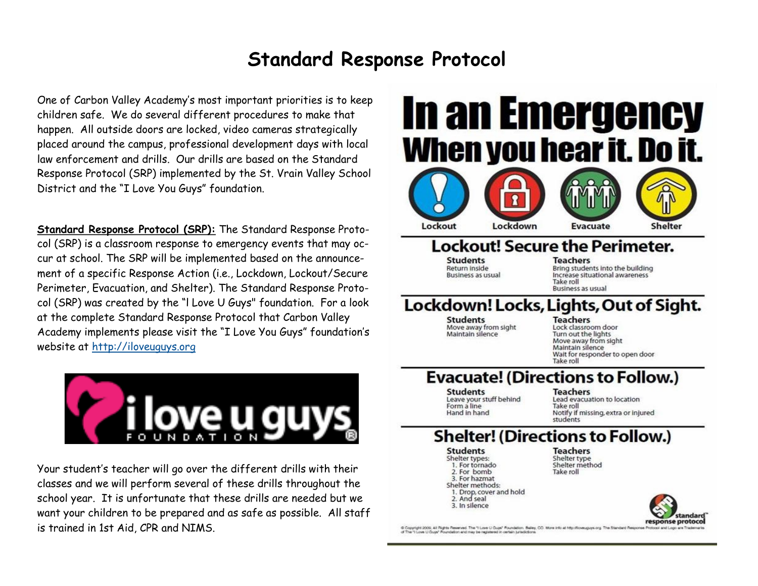# Standard Response Protocol

One of Carbon Valley Academy's most important priorities is to keep children safe. We do several different procedures to make that happen. All outside doors are locked, video cameras strategically placed around the campus, professional development days with local law enforcement and drills. Our drills are based on the Standard Response Protocol (SRP) implemented by the St. Vrain Valley School District and the "I Love You Guys" foundation.

**Standard Response Protocol (SRP):** The Standard Response Protocol (SRP) is a classroom response to emergency events that may occur at school. The SRP will be implemented based on the announcement of a specific Response Action (i.e., Lockdown, Lockout/Secure Perimeter, Evacuation, and Shelter). The Standard Response Protocol (SRP) was created by the "I Love U Guys" foundation. For a look at the complete Standard Response Protocol that Carbon Valley Academy implements please visit the "I Love You Guys" foundation's website at http://iloveuguys.org

i love u guys FOUNDATION ®

Your student's teacher will go over the different drills with their classes and we will perform several of these drills throughout the school year. It is unfortunate that these drills are needed but we want your children to be prepared and as safe as possible. All staff is trained in 1st Aid, CPR and NIMS.

## In an Emergency
## When you hear it. Do it.

Lockout | Lockdown | Evacuate | Shelter

### Lockout! Secure the Perimeter.

| Students | Teachers |
|---|---|
| Return inside<br>Business as usual | Bring students into the building<br>Increase situational awareness<br>Take roll<br>Business as usual |

### Lockdown! Locks, Lights, Out of Sight.

| Students | Teachers |
|---|---|
| Move away from sight<br>Maintain silence | Lock classroom door<br>Turn out the lights<br>Move away from sight<br>Maintain silence<br>Wait for responder to open door<br>Take roll |

### Evacuate! (Directions to Follow.)

| Students | Teachers |
|---|---|
| Leave your stuff behind<br>Form a line<br>Hand in hand | Lead evacuation to location<br>Take roll<br>Notify if missing, extra or injured students |

### Shelter! (Directions to Follow.)

| Students | Teachers |
|---|---|
| Shelter types:<br>1. For tornado<br>2. For bomb<br>3. For hazmat<br>Shelter methods:<br>1. Drop, cover and hold<br>2. And seal<br>3. In silence | Shelter type<br>Shelter method<br>Take roll |

SRP standard response protocol

© Copyright 2009. All Rights Reserved. The "I Love U Guys" Foundation. Bailey, CO. More info at http://iloveuguys.org. The Standard Response Protocol and Logo are Trademarks of The "I Love U Guys" Foundation and may be registered in certain jurisdictions.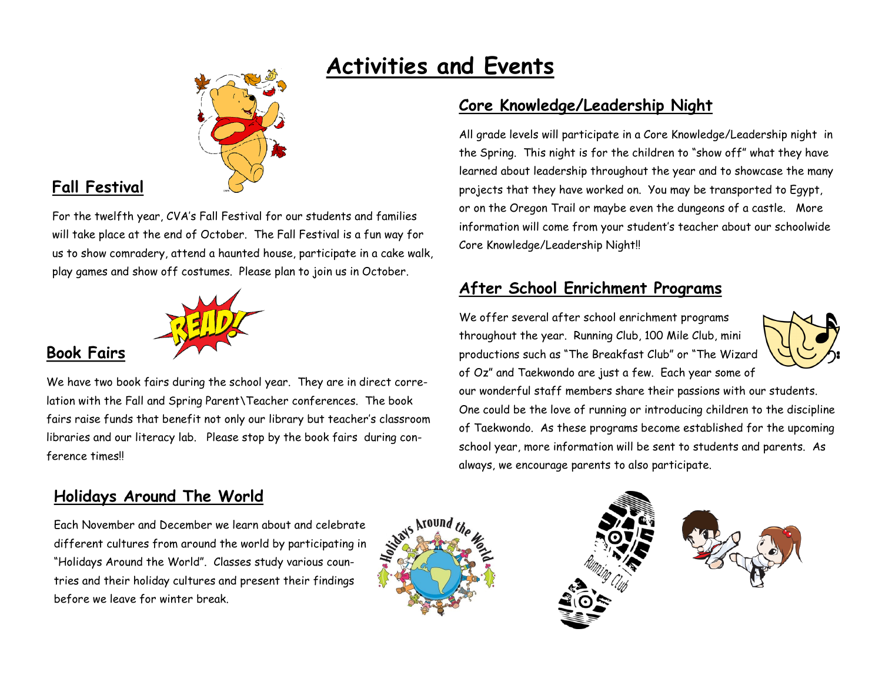# Activities and Events

## Fall Festival

For the twelfth year, CVA's Fall Festival for our students and families will take place at the end of October. The Fall Festival is a fun way for us to show comradery, attend a haunted house, participate in a cake walk, play games and show off costumes. Please plan to join us in October.

## Book Fairs

We have two book fairs during the school year. They are in direct correlation with the Fall and Spring Parent\Teacher conferences. The book fairs raise funds that benefit not only our library but teacher's classroom libraries and our literacy lab. Please stop by the book fairs during conference times!!

## Holidays Around The World

Each November and December we learn about and celebrate different cultures from around the world by participating in "Holidays Around the World". Classes study various countries and their holiday cultures and present their findings before we leave for winter break.

## Core Knowledge/Leadership Night

All grade levels will participate in a Core Knowledge/Leadership night in the Spring. This night is for the children to "show off" what they have learned about leadership throughout the year and to showcase the many projects that they have worked on. You may be transported to Egypt, or on the Oregon Trail or maybe even the dungeons of a castle. More information will come from your student's teacher about our schoolwide Core Knowledge/Leadership Night!!

## After School Enrichment Programs

We offer several after school enrichment programs throughout the year. Running Club, 100 Mile Club, mini productions such as "The Breakfast Club" or "The Wizard of Oz" and Taekwondo are just a few. Each year some of our wonderful staff members share their passions with our students. One could be the love of running or introducing children to the discipline of Taekwondo. As these programs become established for the upcoming school year, more information will be sent to students and parents. As always, we encourage parents to also participate.